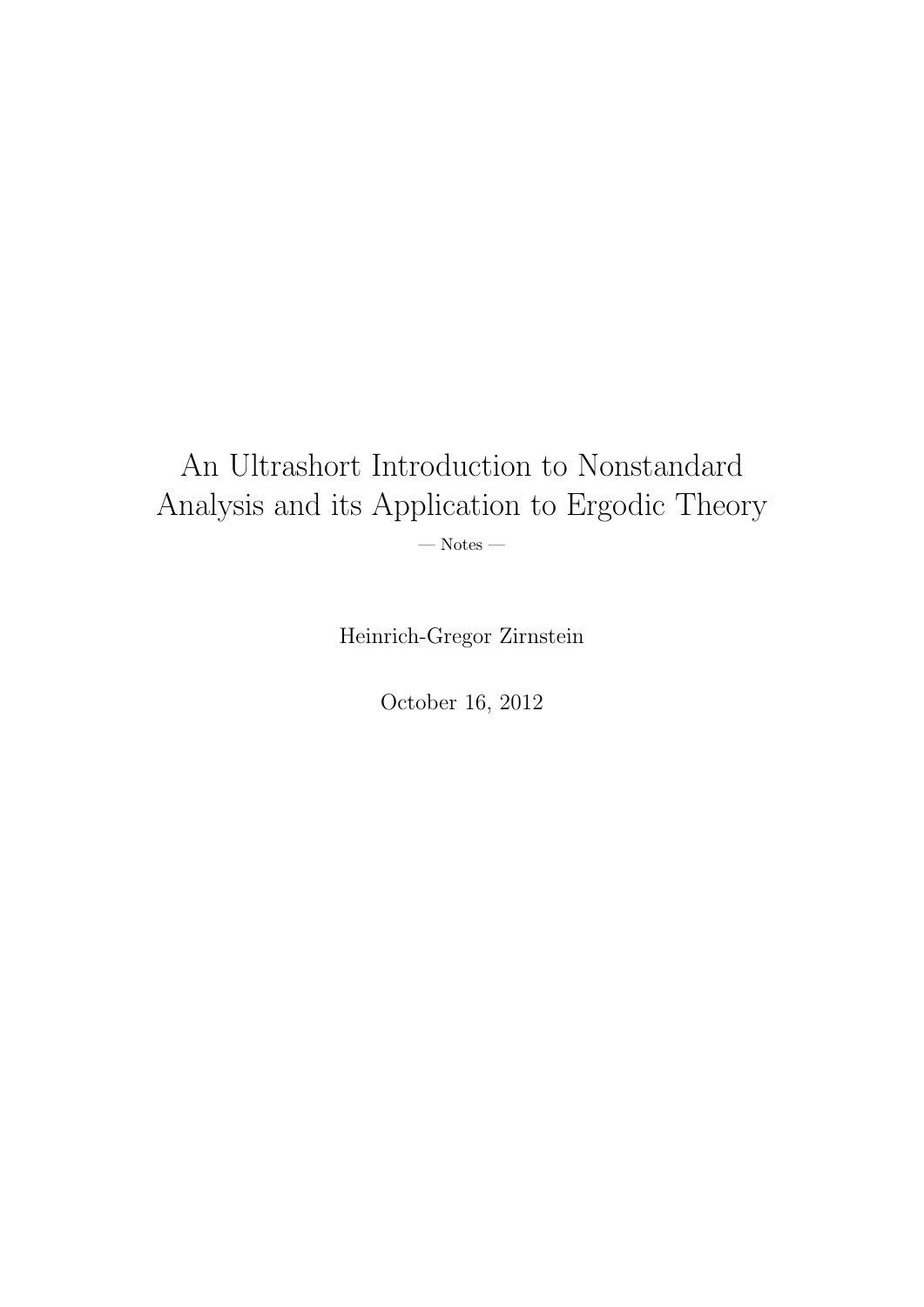# An Ultrashort Introduction to Nonstandard Analysis and its Application to Ergodic Theory

— Notes —

Heinrich-Gregor Zirnstein

October 16, 2012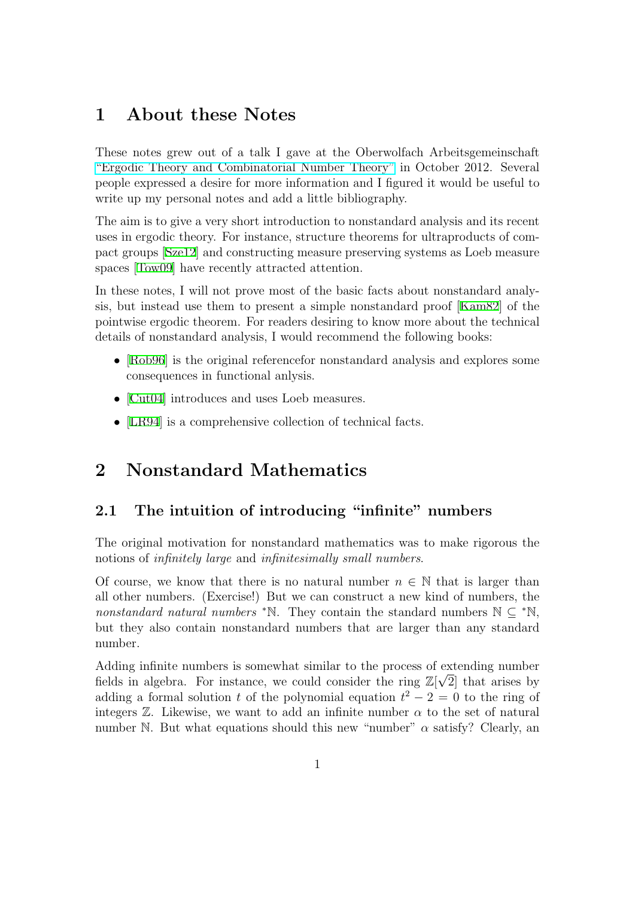# 1 About these Notes

These notes grew out of a talk I gave at the Oberwolfach Arbeitsgemeinschaft "Ergodic Theory and Combinatorial Number Theory" in October 2012. Several people expressed a desire for more information and I figured it would be useful to write up my personal notes and add a little bibliography.

The aim is to give a very short introduction to nonstandard analysis and its recent uses in ergodic theory. For instance, structure theorems for ultraproducts of compact groups [Sze12] and constructing measure preserving systems as Loeb measure spaces [Tow09] have recently attracted attention.

In these notes, I will not prove most of the basic facts about nonstandard analysis, but instead use them to present a simple nonstandard proof [Kam82] of the pointwise ergodic theorem. For readers desiring to know more about the technical details of nonstandard analysis, I would recommend the following books:

- [Rob96] is the original referencefor nonstandard analysis and explores some consequences in functional anlysis.
- [Cut04] introduces and uses Loeb measures.
- [LR94] is a comprehensive collection of technical facts.

# 2 Nonstandard Mathematics

## 2.1 The intuition of introducing "infinite" numbers

The original motivation for nonstandard mathematics was to make rigorous the notions of *infinitely large* and *infinitesimally small numbers*.

Of course, we know that there is no natural number $n \in \mathbb{N}$ that is larger than all other numbers. (Exercise!) But we can construct a new kind of numbers, the *nonstandard natural numbers* ${}^*\mathbb{N}$. They contain the standard numbers $\mathbb{N} \subseteq {}^*\mathbb{N}$, but they also contain nonstandard numbers that are larger than any standard number.

Adding infinite numbers is somewhat similar to the process of extending number fields in algebra. For instance, we could consider the ring $\mathbb{Z}[\sqrt{2}]$ that arises by adding a formal solution $t$ of the polynomial equation $t^2 - 2 = 0$ to the ring of integers $\mathbb{Z}$. Likewise, we want to add an infinite number $\alpha$ to the set of natural number $\mathbb{N}$. But what equations should this new "number" $\alpha$ satisfy? Clearly, an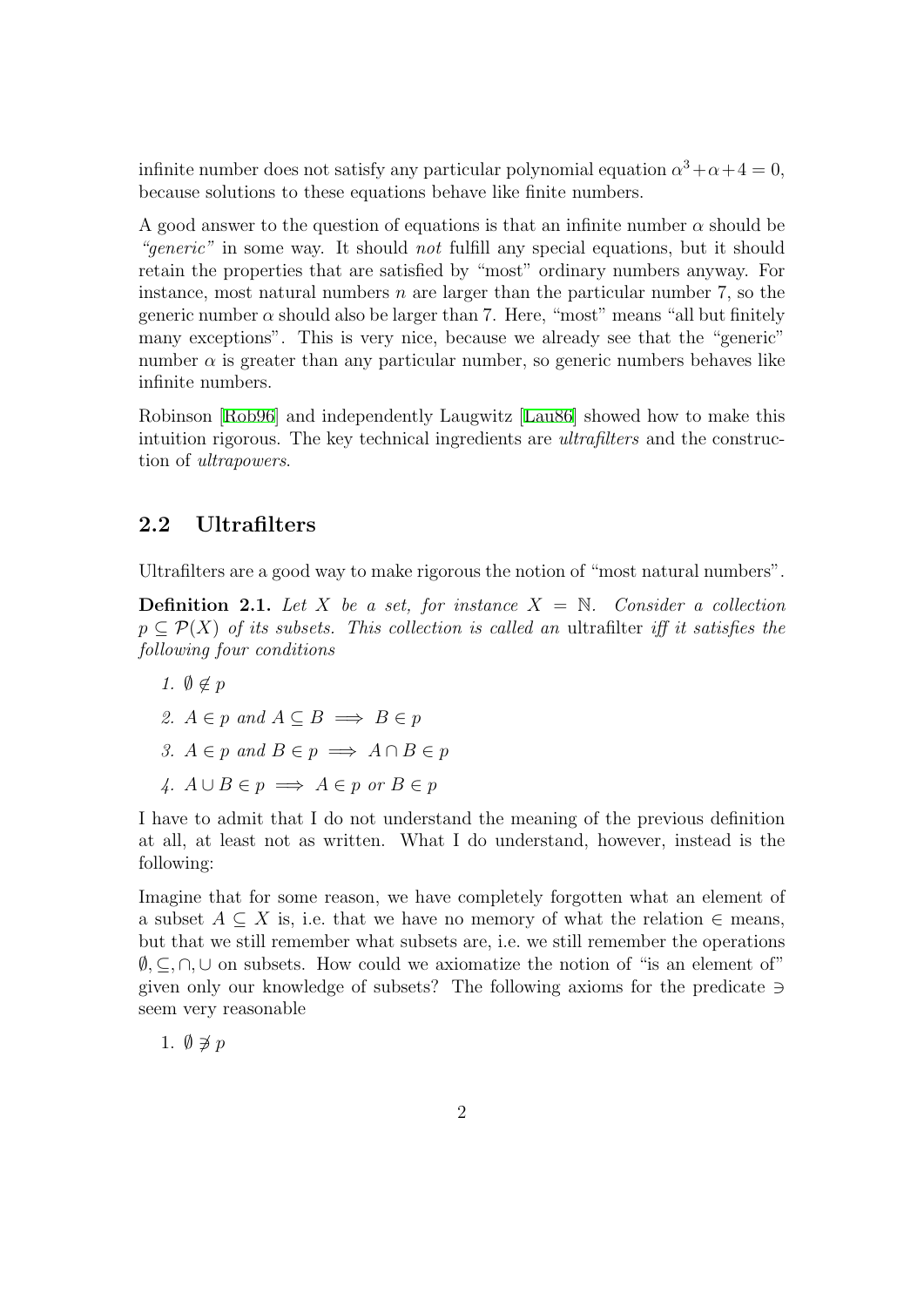infinite number does not satisfy any particular polynomial equation $\alpha^3+\alpha+4=0$, because solutions to these equations behave like finite numbers.

A good answer to the question of equations is that an infinite number $\alpha$ should be *"generic"* in some way. It should *not* fulfill any special equations, but it should retain the properties that are satisfied by "most" ordinary numbers anyway. For instance, most natural numbers $n$ are larger than the particular number 7, so the generic number $\alpha$ should also be larger than 7. Here, "most" means "all but finitely many exceptions". This is very nice, because we already see that the "generic" number $\alpha$ is greater than any particular number, so generic numbers behaves like infinite numbers.

Robinson [Rob96] and independently Laugwitz [Lau86] showed how to make this intuition rigorous. The key technical ingredients are *ultrafilters* and the construction of *ultrapowers*.

## 2.2 Ultrafilters

Ultrafilters are a good way to make rigorous the notion of "most natural numbers".

**Definition 2.1.** *Let $X$ be a set, for instance $X = \mathbb{N}$. Consider a collection $p \subseteq \mathcal{P}(X)$ of its subsets. This collection is called an* ultrafilter *iff it satisfies the following four conditions*

1. $\emptyset \notin p$
2. $A \in p$ *and* $A \subseteq B \implies B \in p$
3. $A \in p$ *and* $B \in p \implies A \cap B \in p$
4. $A \cup B \in p \implies A \in p$ *or* $B \in p$

I have to admit that I do not understand the meaning of the previous definition at all, at least not as written. What I do understand, however, instead is the following:

Imagine that for some reason, we have completely forgotten what an element of a subset $A \subseteq X$ is, i.e. that we have no memory of what the relation $\in$ means, but that we still remember what subsets are, i.e. we still remember the operations $\emptyset, \subseteq, \cap, \cup$ on subsets. How could we axiomatize the notion of "is an element of" given only our knowledge of subsets? The following axioms for the predicate $\ni$ seem very reasonable

1. $\emptyset \not\ni p$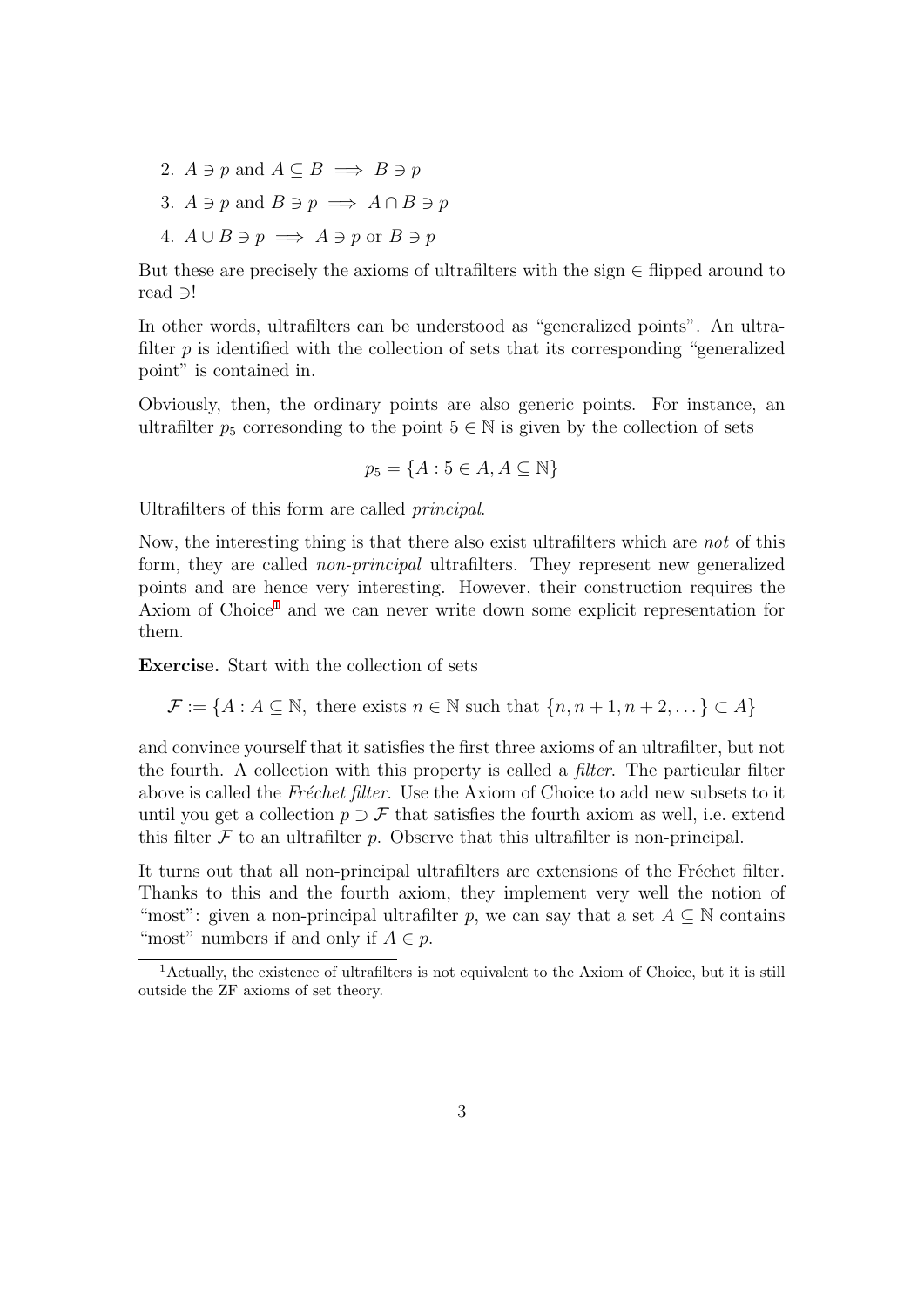2. $A \ni p$ and $A \subseteq B \implies B \ni p$
3. $A \ni p$ and $B \ni p \implies A \cap B \ni p$
4. $A \cup B \ni p \implies A \ni p$ or $B \ni p$

But these are precisely the axioms of ultrafilters with the sign $\in$ flipped around to read $\ni$!

In other words, ultrafilters can be understood as "generalized points". An ultrafilter $p$ is identified with the collection of sets that its corresponding "generalized point" is contained in.

Obviously, then, the ordinary points are also generic points. For instance, an ultrafilter $p_5$ corresonding to the point $5 \in \mathbb{N}$ is given by the collection of sets

$$p_5 = \{A : 5 \in A, A \subseteq \mathbb{N}\}$$

Ultrafilters of this form are called *principal*.

Now, the interesting thing is that there also exist ultrafilters which are *not* of this form, they are called *non-principal* ultrafilters. They represent new generalized points and are hence very interesting. However, their construction requires the Axiom of Choice[1] and we can never write down some explicit representation for them.

**Exercise.** Start with the collection of sets

$$\mathcal{F} := \{A : A \subseteq \mathbb{N}, \text{ there exists } n \in \mathbb{N} \text{ such that } \{n, n+1, n+2, \dots\} \subset A\}$$

and convince yourself that it satisfies the first three axioms of an ultrafilter, but not the fourth. A collection with this property is called a *filter*. The particular filter above is called the *Fréchet filter*. Use the Axiom of Choice to add new subsets to it until you get a collection $p \supset \mathcal{F}$ that satisfies the fourth axiom as well, i.e. extend this filter $\mathcal{F}$ to an ultrafilter $p$. Observe that this ultrafilter is non-principal.

It turns out that all non-principal ultrafilters are extensions of the Fréchet filter. Thanks to this and the fourth axiom, they implement very well the notion of "most": given a non-principal ultrafilter $p$, we can say that a set $A \subseteq \mathbb{N}$ contains "most" numbers if and only if $A \in p$.

[1] Actually, the existence of ultrafilters is not equivalent to the Axiom of Choice, but it is still outside the ZF axioms of set theory.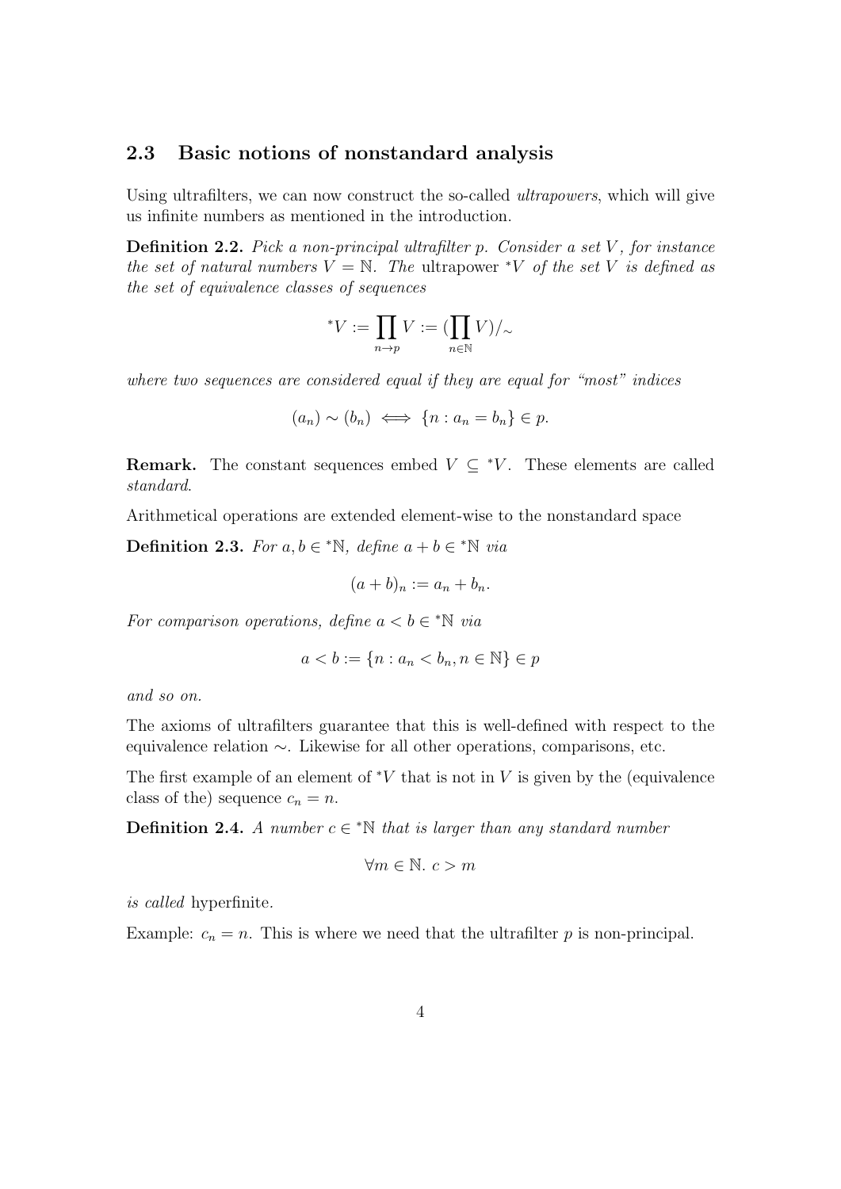### 2.3 Basic notions of nonstandard analysis

Using ultrafilters, we can now construct the so-called *ultrapowers*, which will give us infinite numbers as mentioned in the introduction.

**Definition 2.2.** *Pick a non-principal ultrafilter $p$. Consider a set $V$, for instance the set of natural numbers $V = \mathbb{N}$. The* ultrapower ${}^*V$ *of the set $V$ is defined as the set of equivalence classes of sequences*

$$ {}^*V := \prod_{n \to p} V := (\prod_{n \in \mathbb{N}} V)/_\sim $$

*where two sequences are considered equal if they are equal for "most" indices*

$$ (a_n) \sim (b_n) \iff \{n : a_n = b_n\} \in p. $$

**Remark.** The constant sequences embed $V \subseteq {}^*V$. These elements are called *standard*.

Arithmetical operations are extended element-wise to the nonstandard space

**Definition 2.3.** *For $a, b \in {}^*\mathbb{N}$, define $a + b \in {}^*\mathbb{N}$ via*

$$ (a + b)_n := a_n + b_n. $$

*For comparison operations, define $a < b \in {}^*\mathbb{N}$ via*

$$ a < b := \{n : a_n < b_n, n \in \mathbb{N}\} \in p $$

*and so on.*

The axioms of ultrafilters guarantee that this is well-defined with respect to the equivalence relation $\sim$. Likewise for all other operations, comparisons, etc.

The first example of an element of ${}^*V$ that is not in $V$ is given by the (equivalence class of the) sequence $c_n = n$.

**Definition 2.4.** *A number $c \in {}^*\mathbb{N}$ that is larger than any standard number*

$$ \forall m \in \mathbb{N}.\ c > m $$

*is called* hyperfinite*.*

Example: $c_n = n$. This is where we need that the ultrafilter $p$ is non-principal.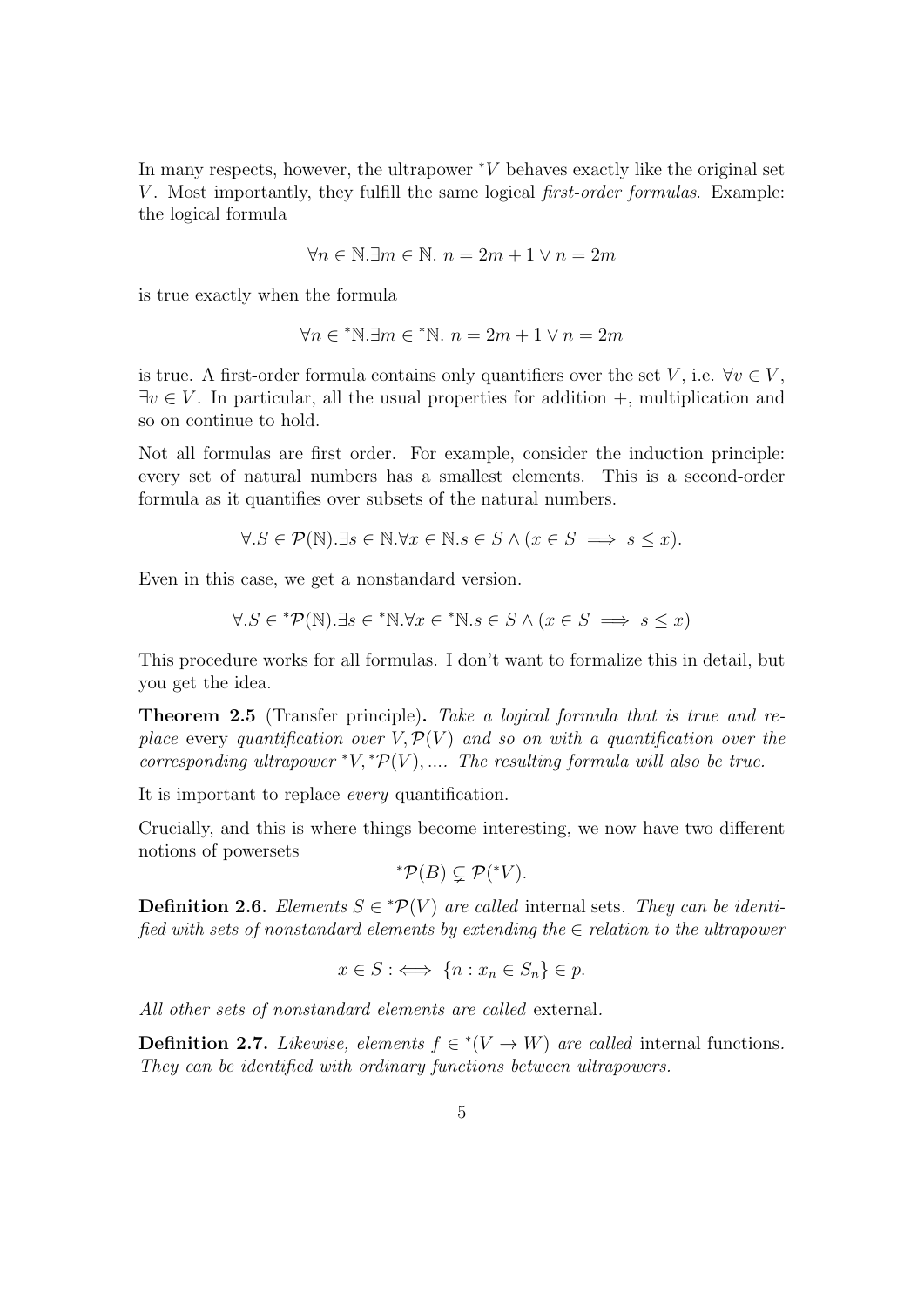In many respects, however, the ultrapower ${}^*V$ behaves exactly like the original set $V$. Most importantly, they fulfill the same logical *first-order formulas*. Example: the logical formula

$$\forall n \in \mathbb{N}. \exists m \in \mathbb{N}.\ n = 2m + 1 \lor n = 2m$$

is true exactly when the formula

$$\forall n \in {}^*\mathbb{N}. \exists m \in {}^*\mathbb{N}.\ n = 2m + 1 \lor n = 2m$$

is true. A first-order formula contains only quantifiers over the set $V$, i.e. $\forall v \in V$, $\exists v \in V$. In particular, all the usual properties for addition $+$, multiplication and so on continue to hold.

Not all formulas are first order. For example, consider the induction principle: every set of natural numbers has a smallest elements. This is a second-order formula as it quantifies over subsets of the natural numbers.

$$\forall . S \in \mathcal{P}(\mathbb{N}). \exists s \in \mathbb{N}. \forall x \in \mathbb{N}. s \in S \land (x \in S \implies s \leq x).$$

Even in this case, we get a nonstandard version.

$$\forall . S \in {}^*\mathcal{P}(\mathbb{N}). \exists s \in {}^*\mathbb{N}. \forall x \in {}^*\mathbb{N}. s \in S \land (x \in S \implies s \leq x)$$

This procedure works for all formulas. I don't want to formalize this in detail, but you get the idea.

**Theorem 2.5** (Transfer principle)**.** *Take a logical formula that is true and replace* every *quantification over* $V, \mathcal{P}(V)$ *and so on with a quantification over the corresponding ultrapower* ${}^*V, {}^*\mathcal{P}(V), \ldots$. *The resulting formula will also be true.*

It is important to replace *every* quantification.

Crucially, and this is where things become interesting, we now have two different notions of powersets

$$^*\mathcal{P}(B) \subsetneq \mathcal{P}({}^*V).$$

**Definition 2.6.** *Elements* $S \in {}^*\mathcal{P}(V)$ *are called* internal sets. *They can be identified with sets of nonstandard elements by extending the* $\in$ *relation to the ultrapower*

$$x \in S :\iff \{n : x_n \in S_n\} \in p.$$

*All other sets of nonstandard elements are called* external.

**Definition 2.7.** *Likewise, elements* $f \in {}^*(V \to W)$ *are called* internal functions. *They can be identified with ordinary functions between ultrapowers.*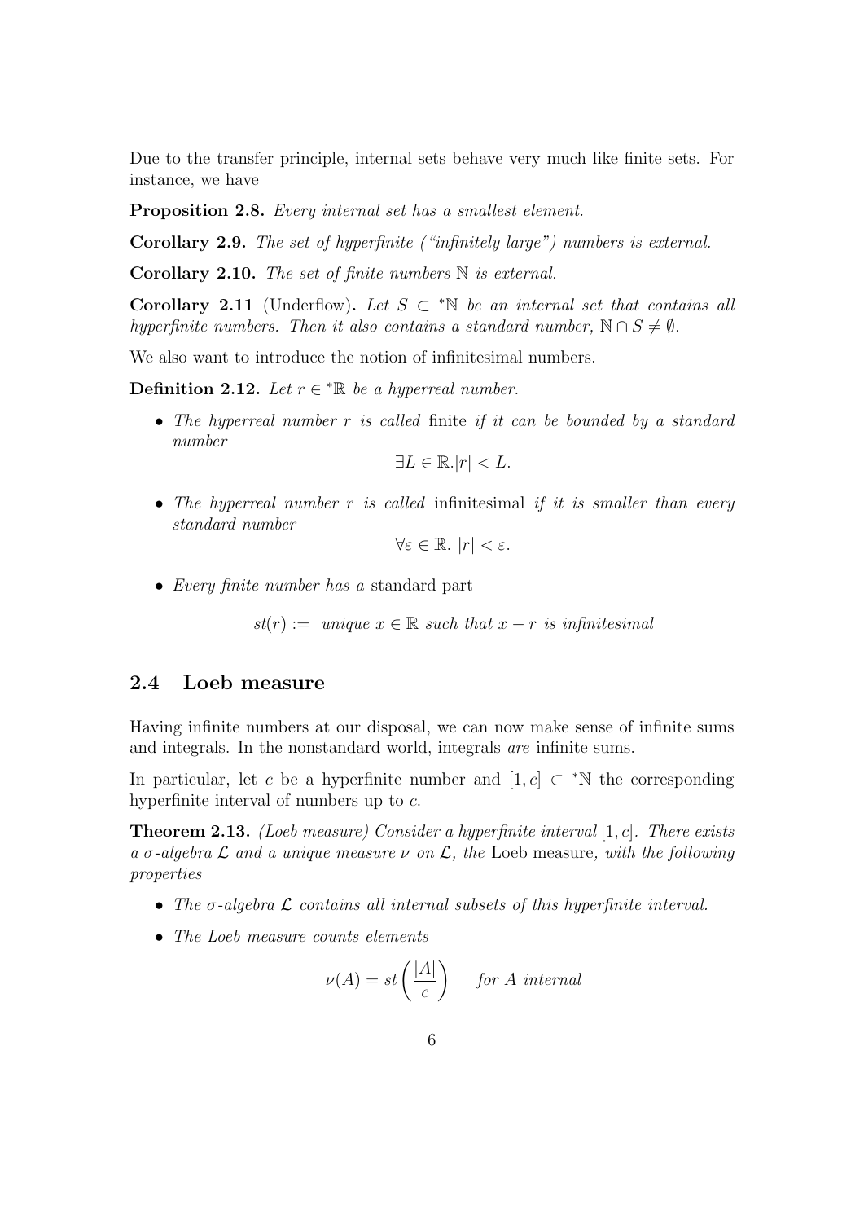Due to the transfer principle, internal sets behave very much like finite sets. For instance, we have

**Proposition 2.8.** *Every internal set has a smallest element.*

**Corollary 2.9.** *The set of hyperfinite ("infinitely large") numbers is external.*

**Corollary 2.10.** *The set of finite numbers $\mathbb{N}$ is external.*

**Corollary 2.11** (Underflow)**.** *Let $S \subset {}^*\mathbb{N}$ be an internal set that contains all hyperfinite numbers. Then it also contains a standard number, $\mathbb{N} \cap S \neq \emptyset$.*

We also want to introduce the notion of infinitesimal numbers.

**Definition 2.12.** *Let $r \in {}^*\mathbb{R}$ be a hyperreal number.*

- *The hyperreal number $r$ is called* finite *if it can be bounded by a standard number*

$$\exists L \in \mathbb{R}. |r| < L.$$

- *The hyperreal number $r$ is called* infinitesimal *if it is smaller than every standard number*

$$\forall \varepsilon \in \mathbb{R}.\ |r| < \varepsilon.$$

- *Every finite number has a* standard part

$$st(r) := \text{ unique } x \in \mathbb{R} \text{ such that } x - r \text{ is infinitesimal}$$

## 2.4 Loeb measure

Having infinite numbers at our disposal, we can now make sense of infinite sums and integrals. In the nonstandard world, integrals *are* infinite sums.

In particular, let $c$ be a hyperfinite number and $[1, c] \subset {}^*\mathbb{N}$ the corresponding hyperfinite interval of numbers up to $c$.

**Theorem 2.13.** *(Loeb measure) Consider a hyperfinite interval $[1, c]$. There exists a $\sigma$-algebra $\mathcal{L}$ and a unique measure $\nu$ on $\mathcal{L}$, the* Loeb measure*, with the following properties*

- *The $\sigma$-algebra $\mathcal{L}$ contains all internal subsets of this hyperfinite interval.*
- *The Loeb measure counts elements*

$$\nu(A) = st\left(\frac{|A|}{c}\right) \quad \text{for } A \text{ internal}$$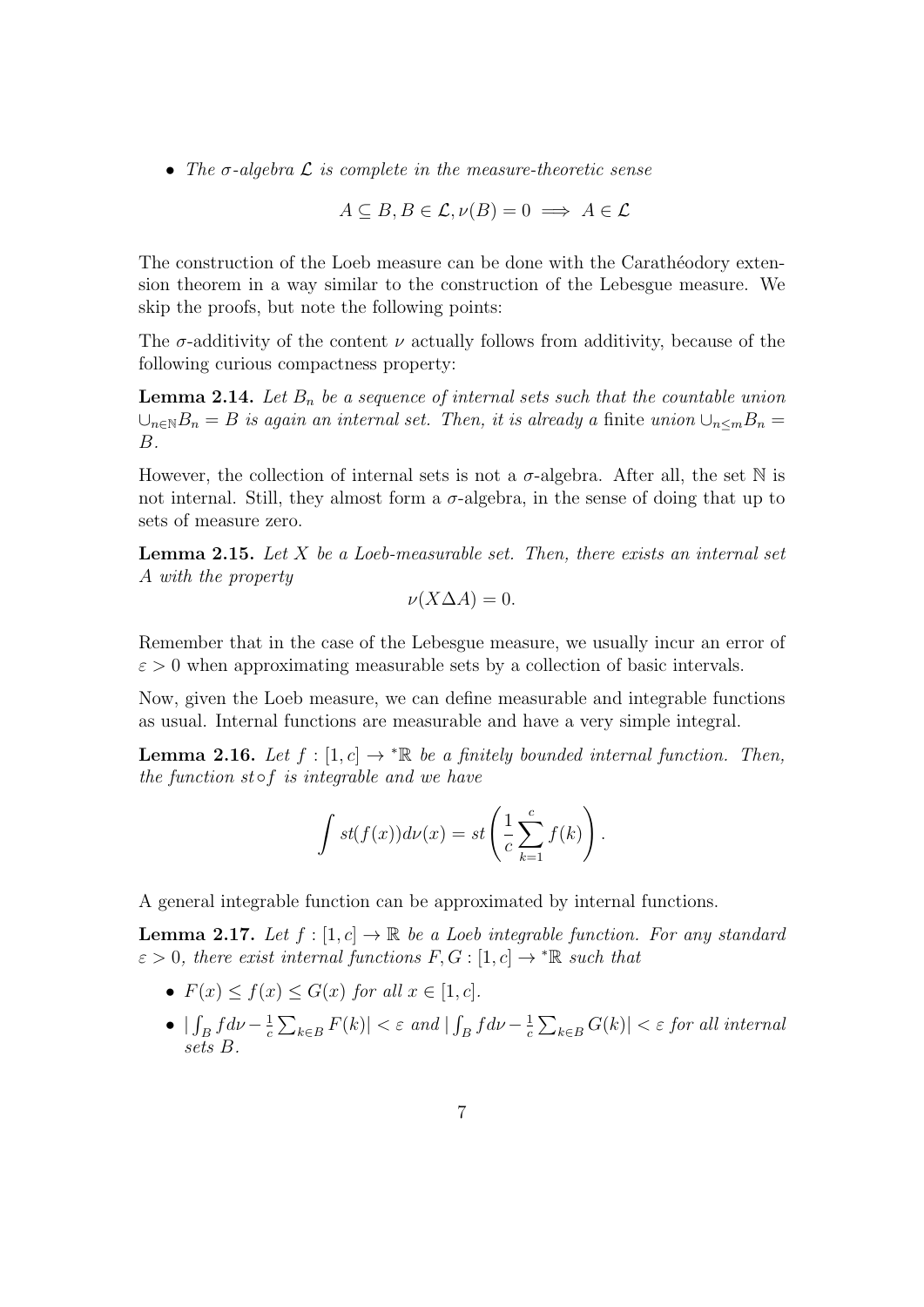- *The $\sigma$-algebra $\mathcal{L}$ is complete in the measure-theoretic sense*

$$A \subseteq B, B \in \mathcal{L}, \nu(B) = 0 \implies A \in \mathcal{L}$$

The construction of the Loeb measure can be done with the Carathéodory extension theorem in a way similar to the construction of the Lebesgue measure. We skip the proofs, but note the following points:

The $\sigma$-additivity of the content $\nu$ actually follows from additivity, because of the following curious compactness property:

**Lemma 2.14.** *Let $B_n$ be a sequence of internal sets such that the countable union $\cup_{n \in \mathbb{N}} B_n = B$ is again an internal set. Then, it is already a* finite *union $\cup_{n \leq m} B_n = B$.*

However, the collection of internal sets is not a $\sigma$-algebra. After all, the set $\mathbb{N}$ is not internal. Still, they almost form a $\sigma$-algebra, in the sense of doing that up to sets of measure zero.

**Lemma 2.15.** *Let $X$ be a Loeb-measurable set. Then, there exists an internal set $A$ with the property*

$$\nu(X \Delta A) = 0.$$

Remember that in the case of the Lebesgue measure, we usually incur an error of $\varepsilon > 0$ when approximating measurable sets by a collection of basic intervals.

Now, given the Loeb measure, we can define measurable and integrable functions as usual. Internal functions are measurable and have a very simple integral.

**Lemma 2.16.** *Let $f : [1, c] \to {}^*\mathbb{R}$ be a finitely bounded internal function. Then, the function $st \circ f$ is integrable and we have*

$$\int st(f(x)) d\nu(x) = st\left(\frac{1}{c}\sum_{k=1}^{c} f(k)\right).$$

A general integrable function can be approximated by internal functions.

**Lemma 2.17.** *Let $f : [1, c] \to \mathbb{R}$ be a Loeb integrable function. For any standard $\varepsilon > 0$, there exist internal functions $F, G : [1, c] \to {}^*\mathbb{R}$ such that*

- *$F(x) \leq f(x) \leq G(x)$ for all $x \in [1, c]$.*
- *$|\int_B f d\nu - \frac{1}{c}\sum_{k \in B} F(k)| < \varepsilon$ and $|\int_B f d\nu - \frac{1}{c}\sum_{k \in B} G(k)| < \varepsilon$ for all internal sets $B$.*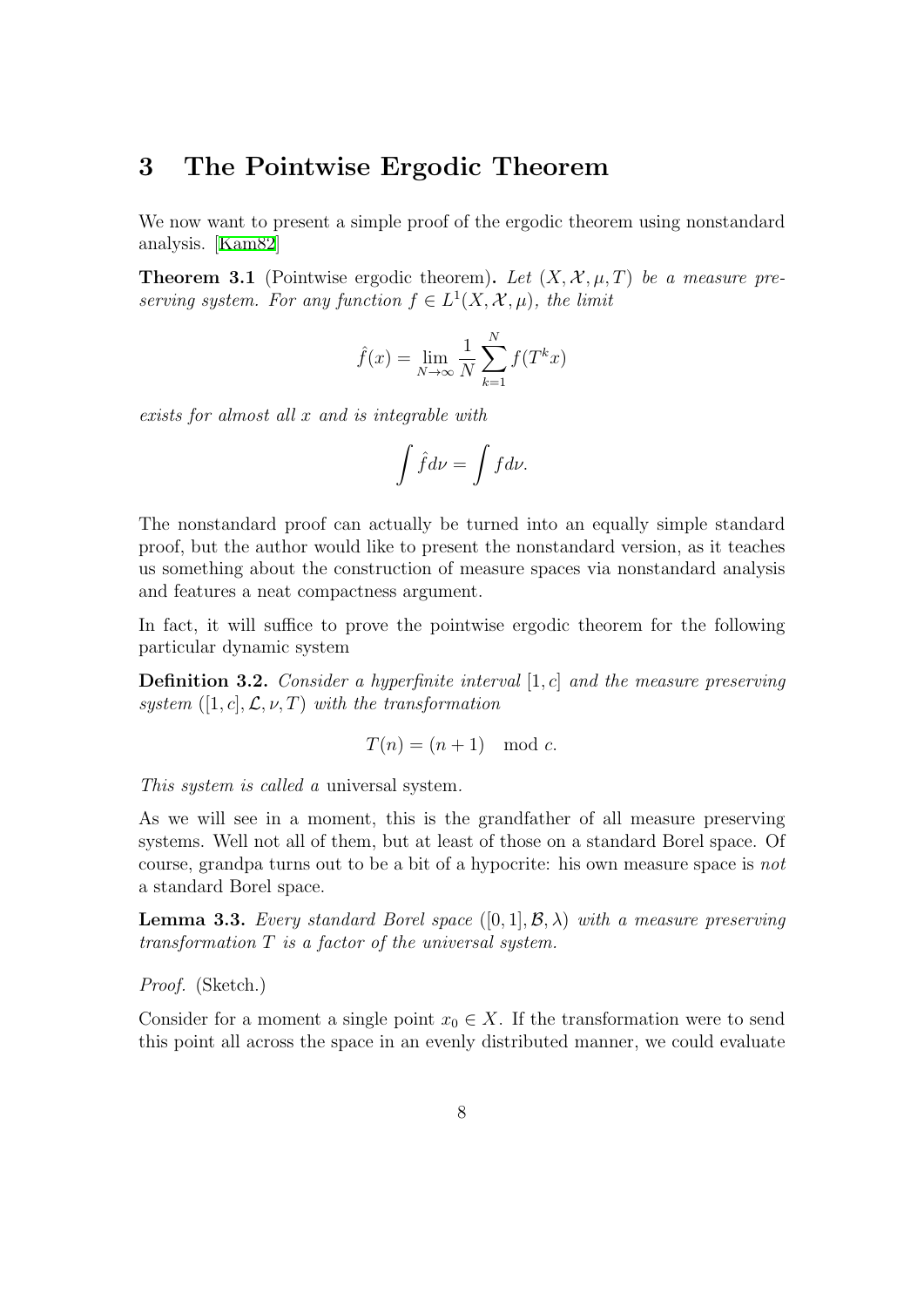# 3 The Pointwise Ergodic Theorem

We now want to present a simple proof of the ergodic theorem using nonstandard analysis. [Kam82]

**Theorem 3.1** (Pointwise ergodic theorem)**.** *Let $(X, \mathcal{X}, \mu, T)$ be a measure preserving system. For any function $f \in L^1(X, \mathcal{X}, \mu)$, the limit*

$$\hat{f}(x) = \lim_{N \to \infty} \frac{1}{N} \sum_{k=1}^{N} f(T^k x)$$

*exists for almost all $x$ and is integrable with*

$$\int \hat{f} d\nu = \int f d\nu.$$

The nonstandard proof can actually be turned into an equally simple standard proof, but the author would like to present the nonstandard version, as it teaches us something about the construction of measure spaces via nonstandard analysis and features a neat compactness argument.

In fact, it will suffice to prove the pointwise ergodic theorem for the following particular dynamic system

**Definition 3.2.** *Consider a hyperfinite interval $[1, c]$ and the measure preserving system $([1, c], \mathcal{L}, \nu, T)$ with the transformation*

$$T(n) = (n + 1) \mod c.$$

*This system is called a* universal system*.*

As we will see in a moment, this is the grandfather of all measure preserving systems. Well not all of them, but at least of those on a standard Borel space. Of course, grandpa turns out to be a bit of a hypocrite: his own measure space is *not* a standard Borel space.

**Lemma 3.3.** *Every standard Borel space $([0, 1], \mathcal{B}, \lambda)$ with a measure preserving transformation $T$ is a factor of the universal system.*

*Proof.* (Sketch.)

Consider for a moment a single point $x_0 \in X$. If the transformation were to send this point all across the space in an evenly distributed manner, we could evaluate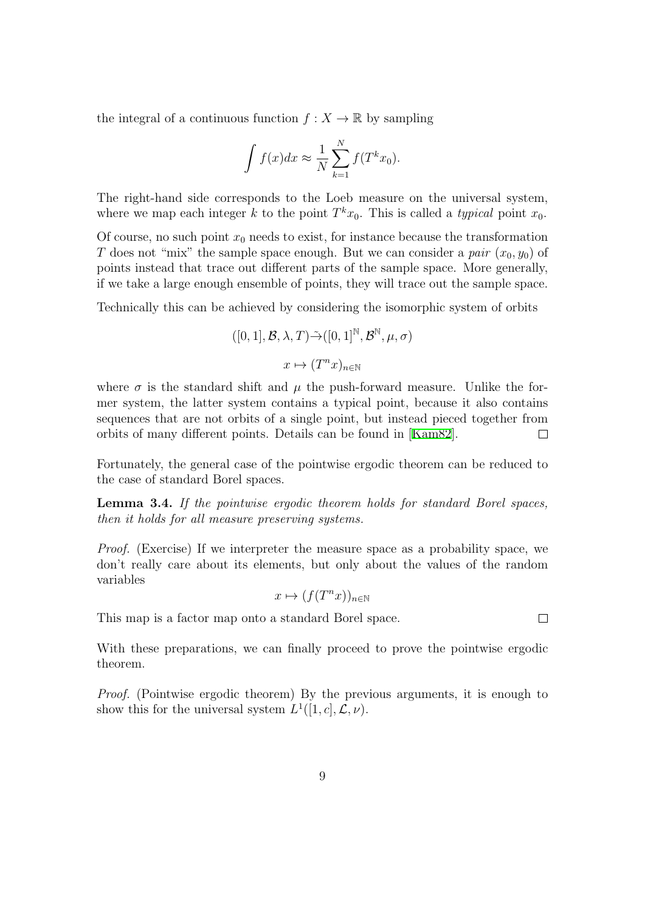the integral of a continuous function $f : X \to \mathbb{R}$ by sampling

$$\int f(x)dx \approx \frac{1}{N}\sum_{k=1}^{N} f(T^k x_0).$$

The right-hand side corresponds to the Loeb measure on the universal system, where we map each integer $k$ to the point $T^k x_0$. This is called a *typical* point $x_0$.

Of course, no such point $x_0$ needs to exist, for instance because the transformation $T$ does not "mix" the sample space enough. But we can consider a *pair* $(x_0, y_0)$ of points instead that trace out different parts of the sample space. More generally, if we take a large enough ensemble of points, they will trace out the sample space.

Technically this can be achieved by considering the isomorphic system of orbits

$$([0,1], \mathcal{B}, \lambda, T) \tilde{\to} ([0,1]^{\mathbb{N}}, \mathcal{B}^{\mathbb{N}}, \mu, \sigma)$$

$$x \mapsto (T^n x)_{n\in\mathbb{N}}$$

where $\sigma$ is the standard shift and $\mu$ the push-forward measure. Unlike the former system, the latter system contains a typical point, because it also contains sequences that are not orbits of a single point, but instead pieced together from orbits of many different points. Details can be found in [Kam82]. $\square$

Fortunately, the general case of the pointwise ergodic theorem can be reduced to the case of standard Borel spaces.

**Lemma 3.4.** *If the pointwise ergodic theorem holds for standard Borel spaces, then it holds for all measure preserving systems.*

*Proof.* (Exercise) If we interpreter the measure space as a probability space, we don't really care about its elements, but only about the values of the random variables

$$x \mapsto (f(T^n x))_{n\in\mathbb{N}}$$

This map is a factor map onto a standard Borel space. $\square$

With these preparations, we can finally proceed to prove the pointwise ergodic theorem.

*Proof.* (Pointwise ergodic theorem) By the previous arguments, it is enough to show this for the universal system $L^1([1,c], \mathcal{L}, \nu)$.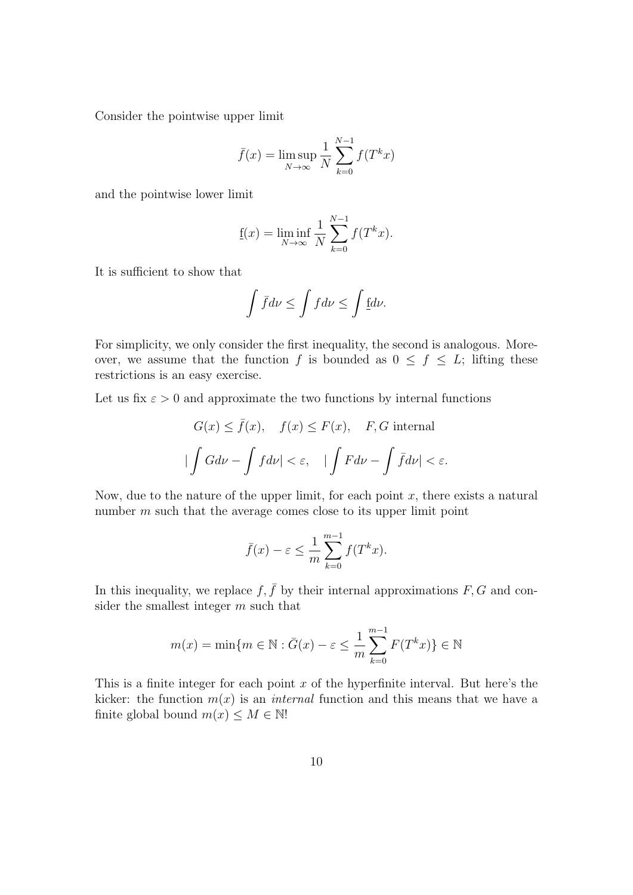Consider the pointwise upper limit

$$\bar{f}(x) = \limsup_{N\to\infty} \frac{1}{N} \sum_{k=0}^{N-1} f(T^k x)$$

and the pointwise lower limit

$$\underline{f}(x) = \liminf_{N\to\infty} \frac{1}{N} \sum_{k=0}^{N-1} f(T^k x).$$

It is sufficient to show that

$$\int \bar{f} d\nu \leq \int f d\nu \leq \int \underline{f} d\nu.$$

For simplicity, we only consider the first inequality, the second is analogous. Moreover, we assume that the function $f$ is bounded as $0 \leq f \leq L$; lifting these restrictions is an easy exercise.

Let us fix $\varepsilon > 0$ and approximate the two functions by internal functions

$$G(x) \leq \bar{f}(x), \quad f(x) \leq F(x), \quad F, G \text{ internal}$$

$$|\int G d\nu - \int f d\nu| < \varepsilon, \quad |\int F d\nu - \int \bar{f} d\nu| < \varepsilon.$$

Now, due to the nature of the upper limit, for each point $x$, there exists a natural number $m$ such that the average comes close to its upper limit point

$$\bar{f}(x) - \varepsilon \leq \frac{1}{m} \sum_{k=0}^{m-1} f(T^k x).$$

In this inequality, we replace $f, \bar{f}$ by their internal approximations $F, G$ and consider the smallest integer $m$ such that

$$m(x) = \min\{m \in \mathbb{N} : \bar{G}(x) - \varepsilon \leq \frac{1}{m} \sum_{k=0}^{m-1} F(T^k x)\} \in \mathbb{N}$$

This is a finite integer for each point $x$ of the hyperfinite interval. But here's the kicker: the function $m(x)$ is an *internal* function and this means that we have a finite global bound $m(x) \leq M \in \mathbb{N}$!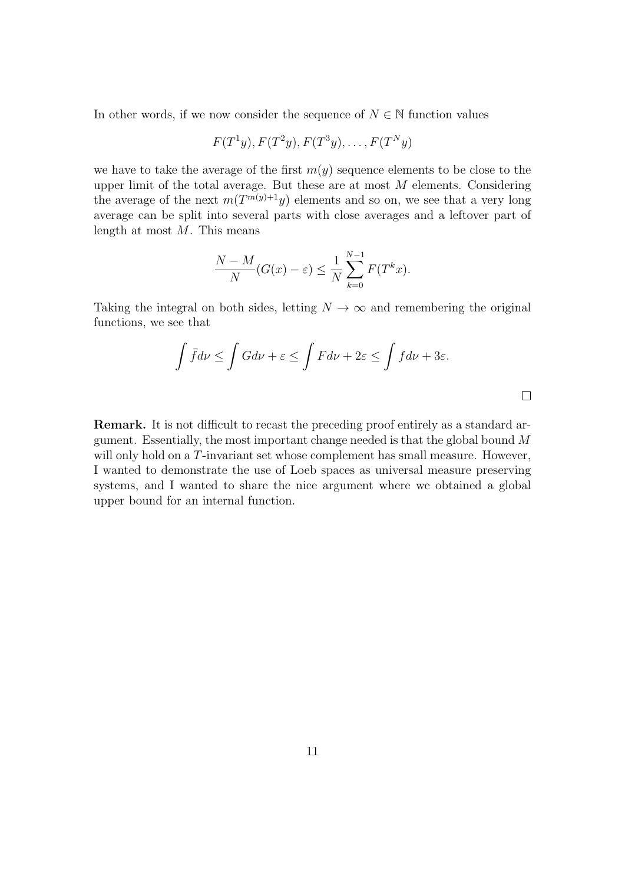In other words, if we now consider the sequence of $N \in \mathbb{N}$ function values

$$F(T^1y), F(T^2y), F(T^3y), \dots, F(T^Ny)$$

we have to take the average of the first $m(y)$ sequence elements to be close to the upper limit of the total average. But these are at most $M$ elements. Considering the average of the next $m(T^{m(y)+1}y)$ elements and so on, we see that a very long average can be split into several parts with close averages and a leftover part of length at most $M$. This means

$$\frac{N-M}{N}(G(x) - \varepsilon) \leq \frac{1}{N}\sum_{k=0}^{N-1} F(T^k x).$$

Taking the integral on both sides, letting $N \to \infty$ and remembering the original functions, we see that

$$\int \bar{f} d\nu \leq \int G d\nu + \varepsilon \leq \int F d\nu + 2\varepsilon \leq \int f d\nu + 3\varepsilon.$$

□

**Remark.** It is not difficult to recast the preceding proof entirely as a standard argument. Essentially, the most important change needed is that the global bound $M$ will only hold on a $T$-invariant set whose complement has small measure. However, I wanted to demonstrate the use of Loeb spaces as universal measure preserving systems, and I wanted to share the nice argument where we obtained a global upper bound for an internal function.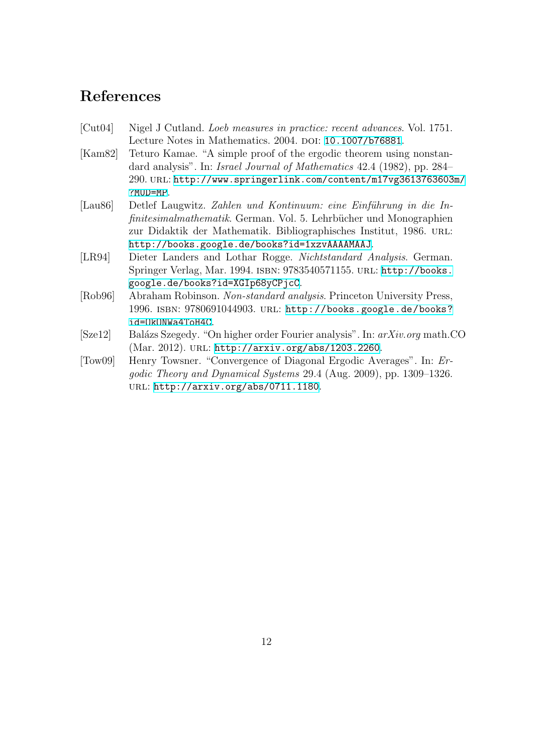## References

[Cut04] Nigel J Cutland. *Loeb measures in practice: recent advances*. Vol. 1751. Lecture Notes in Mathematics. 2004. DOI: 10.1007/b76881.

[Kam82] Teturo Kamae. "A simple proof of the ergodic theorem using nonstandard analysis". In: *Israel Journal of Mathematics* 42.4 (1982), pp. 284–290. URL: http://www.springerlink.com/content/m17vg3613763603m/?MUD=MP.

[Lau86] Detlef Laugwitz. *Zahlen und Kontinuum: eine Einführung in die Infinitesimalmathematik*. German. Vol. 5. Lehrbücher und Monographien zur Didaktik der Mathematik. Bibliographisches Institut, 1986. URL: http://books.google.de/books?id=1xzvAAAAMAAJ.

[LR94] Dieter Landers and Lothar Rogge. *Nichtstandard Analysis*. German. Springer Verlag, Mar. 1994. ISBN: 9783540571155. URL: http://books.google.de/books?id=XGIp68yCPjcC.

[Rob96] Abraham Robinson. *Non-standard analysis*. Princeton University Press, 1996. ISBN: 9780691044903. URL: http://books.google.de/books?id=UkUNWa4ToH4C.

[Sze12] Balázs Szegedy. "On higher order Fourier analysis". In: *arXiv.org* math.CO (Mar. 2012). URL: http://arxiv.org/abs/1203.2260.

[Tow09] Henry Towsner. "Convergence of Diagonal Ergodic Averages". In: *Ergodic Theory and Dynamical Systems* 29.4 (Aug. 2009), pp. 1309–1326. URL: http://arxiv.org/abs/0711.1180.